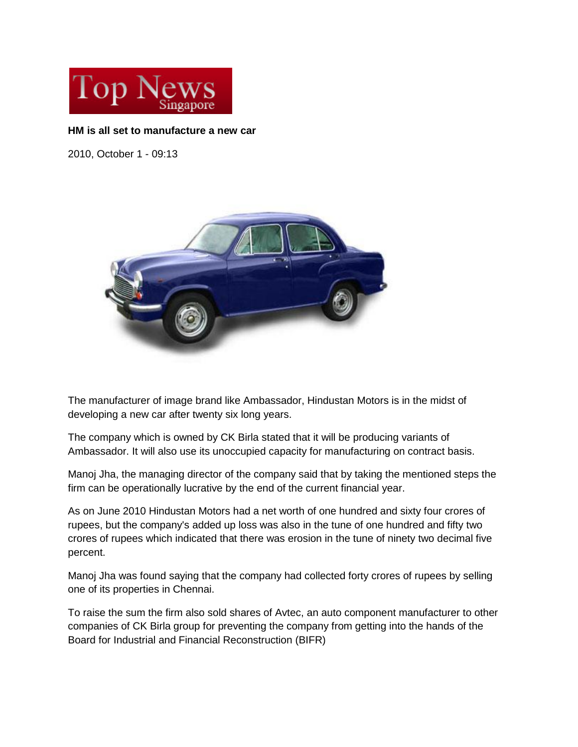Top News Singapore

**HM is all set to manufacture a new car**

2010, October 1 - 09:13

The manufacturer of image brand like Ambassador, Hindustan Motors is in the midst of developing a new car after twenty six long years.

The company which is owned by CK Birla stated that it will be producing variants of Ambassador. It will also use its unoccupied capacity for manufacturing on contract basis.

Manoj Jha, the managing director of the company said that by taking the mentioned steps the firm can be operationally lucrative by the end of the current financial year.

As on June 2010 Hindustan Motors had a net worth of one hundred and sixty four crores of rupees, but the company's added up loss was also in the tune of one hundred and fifty two crores of rupees which indicated that there was erosion in the tune of ninety two decimal five percent.

Manoj Jha was found saying that the company had collected forty crores of rupees by selling one of its properties in Chennai.

To raise the sum the firm also sold shares of Avtec, an auto component manufacturer to other companies of CK Birla group for preventing the company from getting into the hands of the Board for Industrial and Financial Reconstruction (BIFR)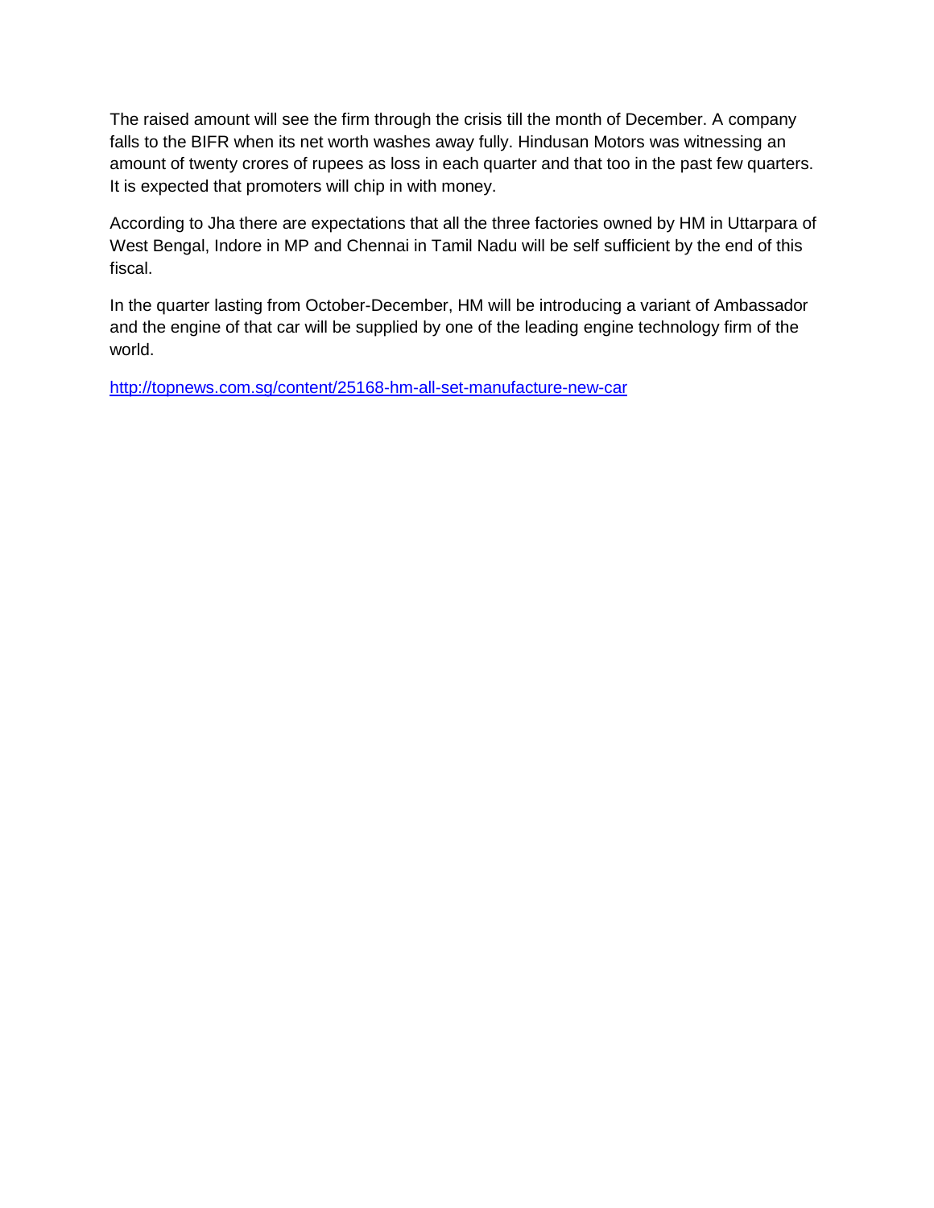The raised amount will see the firm through the crisis till the month of December. A company falls to the BIFR when its net worth washes away fully. Hindusan Motors was witnessing an amount of twenty crores of rupees as loss in each quarter and that too in the past few quarters. It is expected that promoters will chip in with money.

According to Jha there are expectations that all the three factories owned by HM in Uttarpara of West Bengal, Indore in MP and Chennai in Tamil Nadu will be self sufficient by the end of this fiscal.

In the quarter lasting from October-December, HM will be introducing a variant of Ambassador and the engine of that car will be supplied by one of the leading engine technology firm of the world.

http://topnews.com.sg/content/25168-hm-all-set-manufacture-new-car